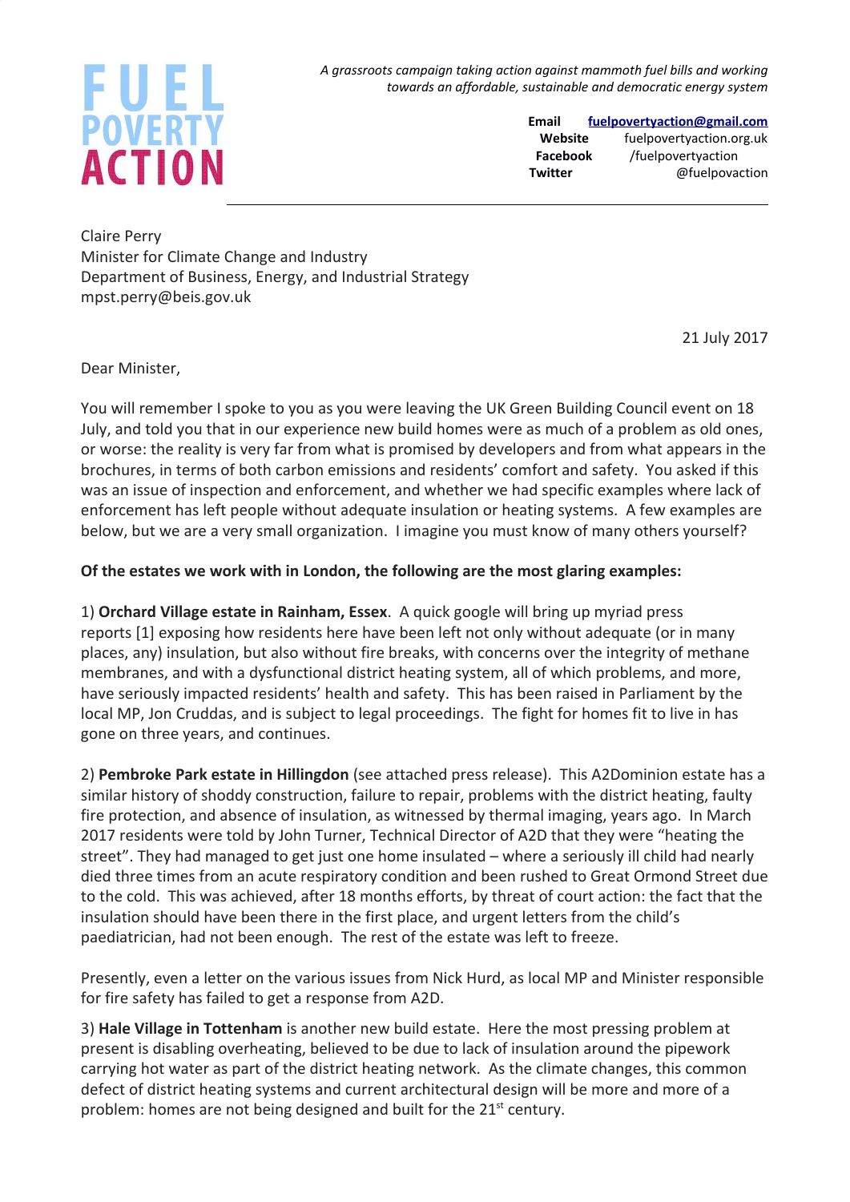# FUEL POVERTY ACTION

*A grassroots campaign taking action against mammoth fuel bills and working towards an affordable, sustainable and democratic energy system*

**Email** fuelpovertyaction@gmail.com
**Website** fuelpovertyaction.org.uk
**Facebook** /fuelpovertyaction
**Twitter** @fuelpovaction

---

Claire Perry
Minister for Climate Change and Industry
Department of Business, Energy, and Industrial Strategy
mpst.perry@beis.gov.uk

21 July 2017

Dear Minister,

You will remember I spoke to you as you were leaving the UK Green Building Council event on 18 July, and told you that in our experience new build homes were as much of a problem as old ones, or worse: the reality is very far from what is promised by developers and from what appears in the brochures, in terms of both carbon emissions and residents' comfort and safety. You asked if this was an issue of inspection and enforcement, and whether we had specific examples where lack of enforcement has left people without adequate insulation or heating systems. A few examples are below, but we are a very small organization. I imagine you must know of many others yourself?

**Of the estates we work with in London, the following are the most glaring examples:**

1) **Orchard Village estate in Rainham, Essex**. A quick google will bring up myriad press reports [1] exposing how residents here have been left not only without adequate (or in many places, any) insulation, but also without fire breaks, with concerns over the integrity of methane membranes, and with a dysfunctional district heating system, all of which problems, and more, have seriously impacted residents' health and safety. This has been raised in Parliament by the local MP, Jon Cruddas, and is subject to legal proceedings. The fight for homes fit to live in has gone on three years, and continues.

2) **Pembroke Park estate in Hillingdon** (see attached press release). This A2Dominion estate has a similar history of shoddy construction, failure to repair, problems with the district heating, faulty fire protection, and absence of insulation, as witnessed by thermal imaging, years ago. In March 2017 residents were told by John Turner, Technical Director of A2D that they were "heating the street". They had managed to get just one home insulated – where a seriously ill child had nearly died three times from an acute respiratory condition and been rushed to Great Ormond Street due to the cold. This was achieved, after 18 months efforts, by threat of court action: the fact that the insulation should have been there in the first place, and urgent letters from the child's paediatrician, had not been enough. The rest of the estate was left to freeze.

Presently, even a letter on the various issues from Nick Hurd, as local MP and Minister responsible for fire safety has failed to get a response from A2D.

3) **Hale Village in Tottenham** is another new build estate. Here the most pressing problem at present is disabling overheating, believed to be due to lack of insulation around the pipework carrying hot water as part of the district heating network. As the climate changes, this common defect of district heating systems and current architectural design will be more and more of a problem: homes are not being designed and built for the 21st century.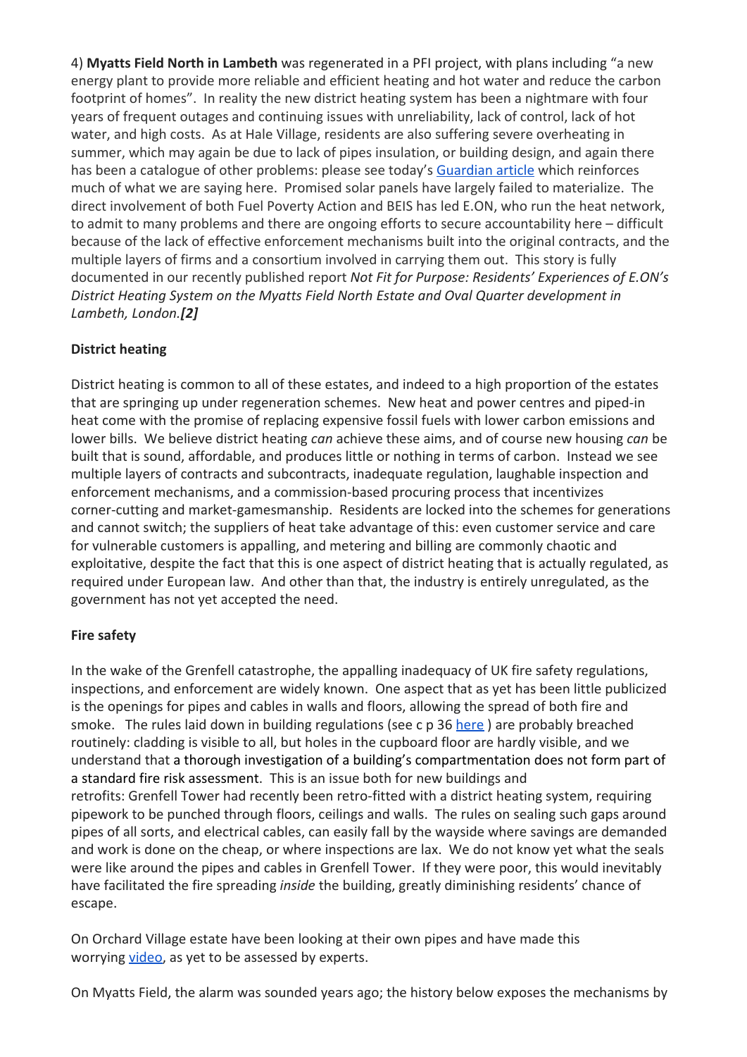4) **Myatts Field North in Lambeth** was regenerated in a PFI project, with plans including "a new energy plant to provide more reliable and efficient heating and hot water and reduce the carbon footprint of homes". In reality the new district heating system has been a nightmare with four years of frequent outages and continuing issues with unreliability, lack of control, lack of hot water, and high costs. As at Hale Village, residents are also suffering severe overheating in summer, which may again be due to lack of pipes insulation, or building design, and again there has been a catalogue of other problems: please see today's Guardian article which reinforces much of what we are saying here. Promised solar panels have largely failed to materialize. The direct involvement of both Fuel Poverty Action and BEIS has led E.ON, who run the heat network, to admit to many problems and there are ongoing efforts to secure accountability here – difficult because of the lack of effective enforcement mechanisms built into the original contracts, and the multiple layers of firms and a consortium involved in carrying them out. This story is fully documented in our recently published report *Not Fit for Purpose: Residents' Experiences of E.ON's District Heating System on the Myatts Field North Estate and Oval Quarter development in Lambeth, London.**[2]***

**District heating**

District heating is common to all of these estates, and indeed to a high proportion of the estates that are springing up under regeneration schemes. New heat and power centres and piped-in heat come with the promise of replacing expensive fossil fuels with lower carbon emissions and lower bills. We believe district heating *can* achieve these aims, and of course new housing *can* be built that is sound, affordable, and produces little or nothing in terms of carbon. Instead we see multiple layers of contracts and subcontracts, inadequate regulation, laughable inspection and enforcement mechanisms, and a commission-based procuring process that incentivizes corner-cutting and market-gamesmanship. Residents are locked into the schemes for generations and cannot switch; the suppliers of heat take advantage of this: even customer service and care for vulnerable customers is appalling, and metering and billing are commonly chaotic and exploitative, despite the fact that this is one aspect of district heating that is actually regulated, as required under European law. And other than that, the industry is entirely unregulated, as the government has not yet accepted the need.

**Fire safety**

In the wake of the Grenfell catastrophe, the appalling inadequacy of UK fire safety regulations, inspections, and enforcement are widely known. One aspect that as yet has been little publicized is the openings for pipes and cables in walls and floors, allowing the spread of both fire and smoke. The rules laid down in building regulations (see c p 36 here ) are probably breached routinely: cladding is visible to all, but holes in the cupboard floor are hardly visible, and we understand that a thorough investigation of a building's compartmentation does not form part of a standard fire risk assessment. This is an issue both for new buildings and retrofits: Grenfell Tower had recently been retro-fitted with a district heating system, requiring pipework to be punched through floors, ceilings and walls. The rules on sealing such gaps around pipes of all sorts, and electrical cables, can easily fall by the wayside where savings are demanded and work is done on the cheap, or where inspections are lax. We do not know yet what the seals were like around the pipes and cables in Grenfell Tower. If they were poor, this would inevitably have facilitated the fire spreading *inside* the building, greatly diminishing residents' chance of escape.

On Orchard Village estate have been looking at their own pipes and have made this worrying video, as yet to be assessed by experts.

On Myatts Field, the alarm was sounded years ago; the history below exposes the mechanisms by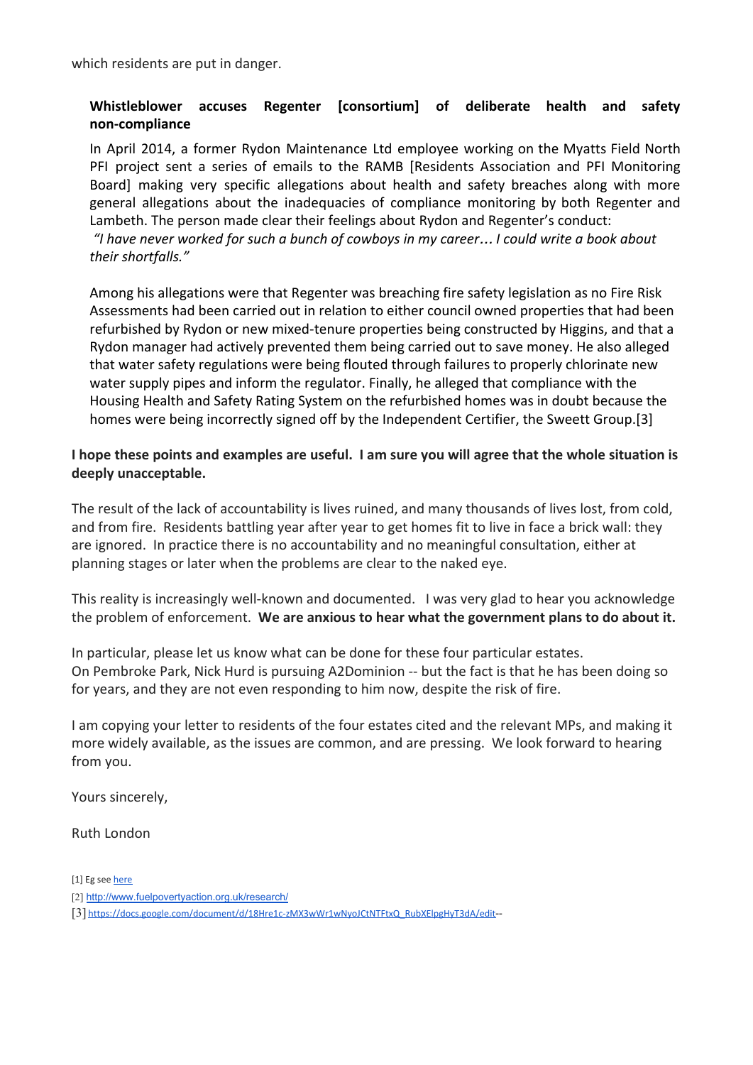which residents are put in danger.

> **Whistleblower accuses Regenter [consortium] of deliberate health and safety non-compliance**
>
> In April 2014, a former Rydon Maintenance Ltd employee working on the Myatts Field North PFI project sent a series of emails to the RAMB [Residents Association and PFI Monitoring Board] making very specific allegations about health and safety breaches along with more general allegations about the inadequacies of compliance monitoring by both Regenter and Lambeth. The person made clear their feelings about Rydon and Regenter's conduct:
> *"I have never worked for such a bunch of cowboys in my career… I could write a book about their shortfalls."*
>
> Among his allegations were that Regenter was breaching fire safety legislation as no Fire Risk Assessments had been carried out in relation to either council owned properties that had been refurbished by Rydon or new mixed-tenure properties being constructed by Higgins, and that a Rydon manager had actively prevented them being carried out to save money. He also alleged that water safety regulations were being flouted through failures to properly chlorinate new water supply pipes and inform the regulator. Finally, he alleged that compliance with the Housing Health and Safety Rating System on the refurbished homes was in doubt because the homes were being incorrectly signed off by the Independent Certifier, the Sweett Group.[3]

**I hope these points and examples are useful. I am sure you will agree that the whole situation is deeply unacceptable.**

The result of the lack of accountability is lives ruined, and many thousands of lives lost, from cold, and from fire. Residents battling year after year to get homes fit to live in face a brick wall: they are ignored. In practice there is no accountability and no meaningful consultation, either at planning stages or later when the problems are clear to the naked eye.

This reality is increasingly well-known and documented. I was very glad to hear you acknowledge the problem of enforcement. **We are anxious to hear what the government plans to do about it.**

In particular, please let us know what can be done for these four particular estates.
On Pembroke Park, Nick Hurd is pursuing A2Dominion -- but the fact is that he has been doing so for years, and they are not even responding to him now, despite the risk of fire.

I am copying your letter to residents of the four estates cited and the relevant MPs, and making it more widely available, as the issues are common, and are pressing. We look forward to hearing from you.

Yours sincerely,

Ruth London

[1] Eg see here

[2] http://www.fuelpovertyaction.org.uk/research/

[3] https://docs.google.com/document/d/18Hre1c-zMX3wWr1wNyoJCtNTFtxQ_RubXElpgHyT3dA/edit--